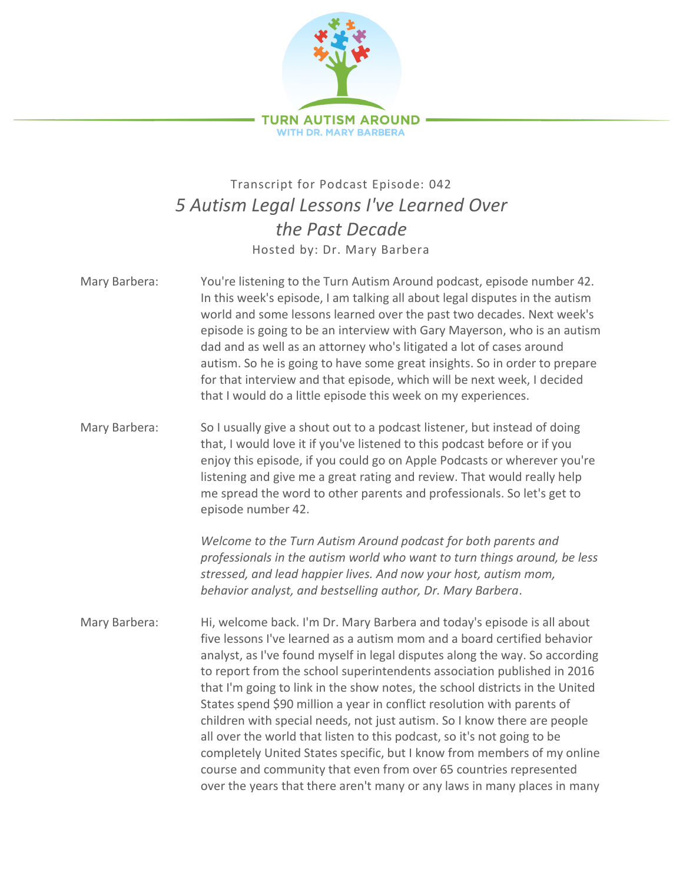TURN AUTISM AROUND
WITH DR. MARY BARBERA

Transcript for Podcast Episode: 042

# *5 Autism Legal Lessons I've Learned Over the Past Decade*

Hosted by: Dr. Mary Barbera

Mary Barbera: You're listening to the Turn Autism Around podcast, episode number 42. In this week's episode, I am talking all about legal disputes in the autism world and some lessons learned over the past two decades. Next week's episode is going to be an interview with Gary Mayerson, who is an autism dad and as well as an attorney who's litigated a lot of cases around autism. So he is going to have some great insights. So in order to prepare for that interview and that episode, which will be next week, I decided that I would do a little episode this week on my experiences.

Mary Barbera: So I usually give a shout out to a podcast listener, but instead of doing that, I would love it if you've listened to this podcast before or if you enjoy this episode, if you could go on Apple Podcasts or wherever you're listening and give me a great rating and review. That would really help me spread the word to other parents and professionals. So let's get to episode number 42.

*Welcome to the Turn Autism Around podcast for both parents and professionals in the autism world who want to turn things around, be less stressed, and lead happier lives. And now your host, autism mom, behavior analyst, and bestselling author, Dr. Mary Barbera*.

Mary Barbera: Hi, welcome back. I'm Dr. Mary Barbera and today's episode is all about five lessons I've learned as a autism mom and a board certified behavior analyst, as I've found myself in legal disputes along the way. So according to report from the school superintendents association published in 2016 that I'm going to link in the show notes, the school districts in the United States spend $90 million a year in conflict resolution with parents of children with special needs, not just autism. So I know there are people all over the world that listen to this podcast, so it's not going to be completely United States specific, but I know from members of my online course and community that even from over 65 countries represented over the years that there aren't many or any laws in many places in many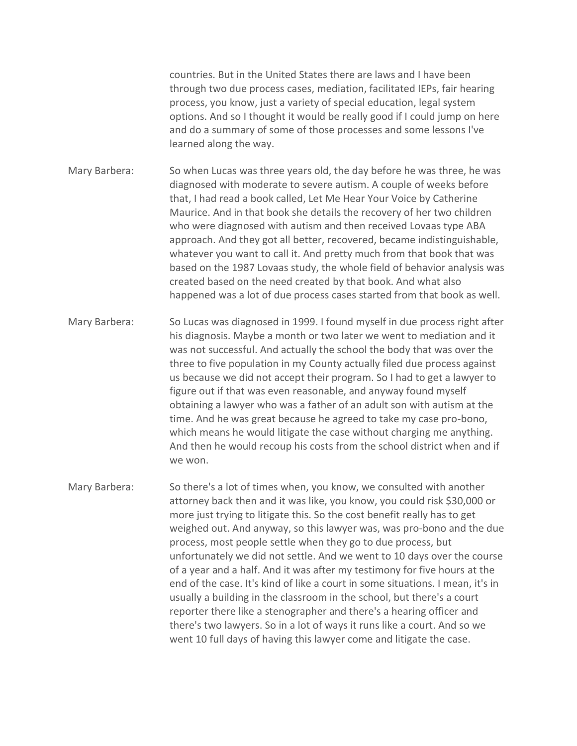countries. But in the United States there are laws and I have been through two due process cases, mediation, facilitated IEPs, fair hearing process, you know, just a variety of special education, legal system options. And so I thought it would be really good if I could jump on here and do a summary of some of those processes and some lessons I've learned along the way.

Mary Barbera: So when Lucas was three years old, the day before he was three, he was diagnosed with moderate to severe autism. A couple of weeks before that, I had read a book called, Let Me Hear Your Voice by Catherine Maurice. And in that book she details the recovery of her two children who were diagnosed with autism and then received Lovaas type ABA approach. And they got all better, recovered, became indistinguishable, whatever you want to call it. And pretty much from that book that was based on the 1987 Lovaas study, the whole field of behavior analysis was created based on the need created by that book. And what also happened was a lot of due process cases started from that book as well.

Mary Barbera: So Lucas was diagnosed in 1999. I found myself in due process right after his diagnosis. Maybe a month or two later we went to mediation and it was not successful. And actually the school the body that was over the three to five population in my County actually filed due process against us because we did not accept their program. So I had to get a lawyer to figure out if that was even reasonable, and anyway found myself obtaining a lawyer who was a father of an adult son with autism at the time. And he was great because he agreed to take my case pro-bono, which means he would litigate the case without charging me anything. And then he would recoup his costs from the school district when and if we won.

Mary Barbera: So there's a lot of times when, you know, we consulted with another attorney back then and it was like, you know, you could risk $30,000 or more just trying to litigate this. So the cost benefit really has to get weighed out. And anyway, so this lawyer was, was pro-bono and the due process, most people settle when they go to due process, but unfortunately we did not settle. And we went to 10 days over the course of a year and a half. And it was after my testimony for five hours at the end of the case. It's kind of like a court in some situations. I mean, it's in usually a building in the classroom in the school, but there's a court reporter there like a stenographer and there's a hearing officer and there's two lawyers. So in a lot of ways it runs like a court. And so we went 10 full days of having this lawyer come and litigate the case.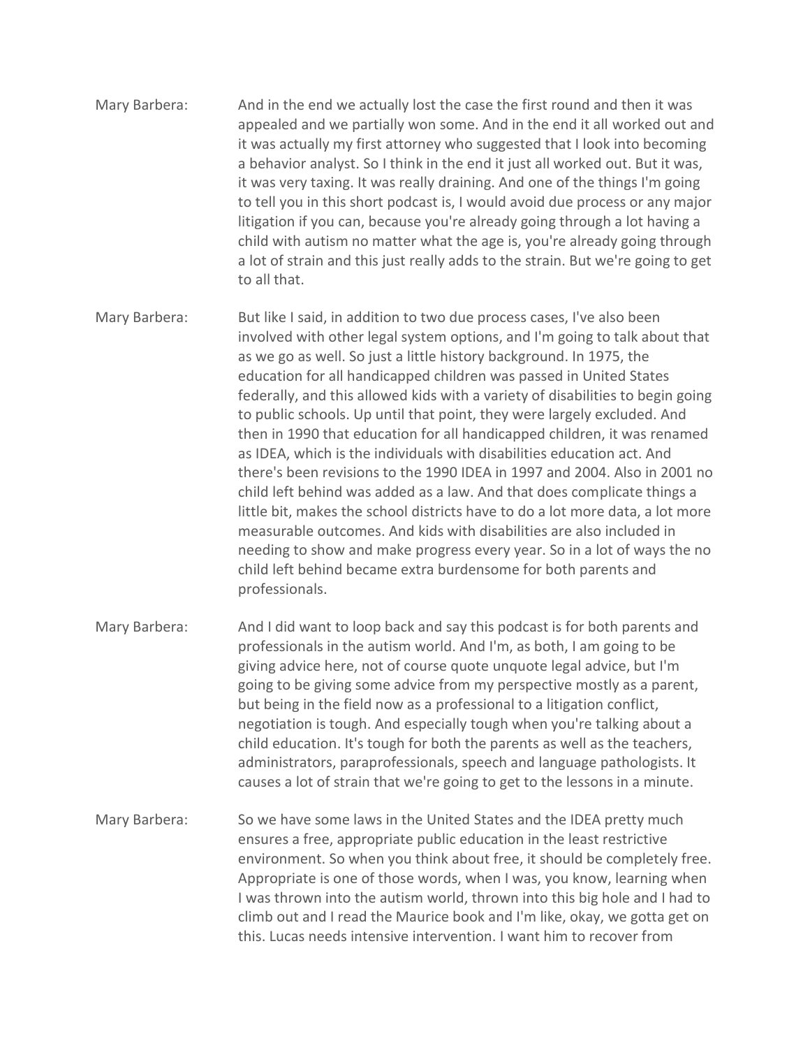Mary Barbera: And in the end we actually lost the case the first round and then it was appealed and we partially won some. And in the end it all worked out and it was actually my first attorney who suggested that I look into becoming a behavior analyst. So I think in the end it just all worked out. But it was, it was very taxing. It was really draining. And one of the things I'm going to tell you in this short podcast is, I would avoid due process or any major litigation if you can, because you're already going through a lot having a child with autism no matter what the age is, you're already going through a lot of strain and this just really adds to the strain. But we're going to get to all that.

Mary Barbera: But like I said, in addition to two due process cases, I've also been involved with other legal system options, and I'm going to talk about that as we go as well. So just a little history background. In 1975, the education for all handicapped children was passed in United States federally, and this allowed kids with a variety of disabilities to begin going to public schools. Up until that point, they were largely excluded. And then in 1990 that education for all handicapped children, it was renamed as IDEA, which is the individuals with disabilities education act. And there's been revisions to the 1990 IDEA in 1997 and 2004. Also in 2001 no child left behind was added as a law. And that does complicate things a little bit, makes the school districts have to do a lot more data, a lot more measurable outcomes. And kids with disabilities are also included in needing to show and make progress every year. So in a lot of ways the no child left behind became extra burdensome for both parents and professionals.

Mary Barbera: And I did want to loop back and say this podcast is for both parents and professionals in the autism world. And I'm, as both, I am going to be giving advice here, not of course quote unquote legal advice, but I'm going to be giving some advice from my perspective mostly as a parent, but being in the field now as a professional to a litigation conflict, negotiation is tough. And especially tough when you're talking about a child education. It's tough for both the parents as well as the teachers, administrators, paraprofessionals, speech and language pathologists. It causes a lot of strain that we're going to get to the lessons in a minute.

Mary Barbera: So we have some laws in the United States and the IDEA pretty much ensures a free, appropriate public education in the least restrictive environment. So when you think about free, it should be completely free. Appropriate is one of those words, when I was, you know, learning when I was thrown into the autism world, thrown into this big hole and I had to climb out and I read the Maurice book and I'm like, okay, we gotta get on this. Lucas needs intensive intervention. I want him to recover from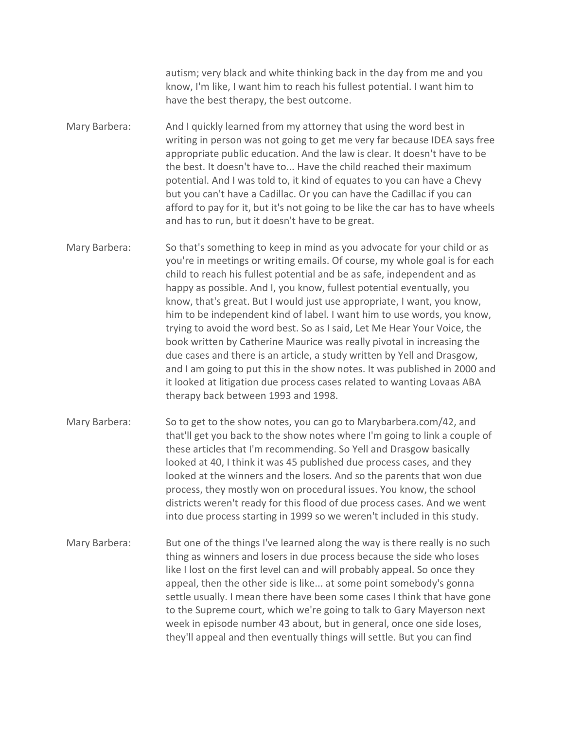autism; very black and white thinking back in the day from me and you know, I'm like, I want him to reach his fullest potential. I want him to have the best therapy, the best outcome.

Mary Barbera: And I quickly learned from my attorney that using the word best in writing in person was not going to get me very far because IDEA says free appropriate public education. And the law is clear. It doesn't have to be the best. It doesn't have to... Have the child reached their maximum potential. And I was told to, it kind of equates to you can have a Chevy but you can't have a Cadillac. Or you can have the Cadillac if you can afford to pay for it, but it's not going to be like the car has to have wheels and has to run, but it doesn't have to be great.

Mary Barbera: So that's something to keep in mind as you advocate for your child or as you're in meetings or writing emails. Of course, my whole goal is for each child to reach his fullest potential and be as safe, independent and as happy as possible. And I, you know, fullest potential eventually, you know, that's great. But I would just use appropriate, I want, you know, him to be independent kind of label. I want him to use words, you know, trying to avoid the word best. So as I said, Let Me Hear Your Voice, the book written by Catherine Maurice was really pivotal in increasing the due cases and there is an article, a study written by Yell and Drasgow, and I am going to put this in the show notes. It was published in 2000 and it looked at litigation due process cases related to wanting Lovaas ABA therapy back between 1993 and 1998.

Mary Barbera: So to get to the show notes, you can go to Marybarbera.com/42, and that'll get you back to the show notes where I'm going to link a couple of these articles that I'm recommending. So Yell and Drasgow basically looked at 40, I think it was 45 published due process cases, and they looked at the winners and the losers. And so the parents that won due process, they mostly won on procedural issues. You know, the school districts weren't ready for this flood of due process cases. And we went into due process starting in 1999 so we weren't included in this study.

Mary Barbera: But one of the things I've learned along the way is there really is no such thing as winners and losers in due process because the side who loses like I lost on the first level can and will probably appeal. So once they appeal, then the other side is like... at some point somebody's gonna settle usually. I mean there have been some cases I think that have gone to the Supreme court, which we're going to talk to Gary Mayerson next week in episode number 43 about, but in general, once one side loses, they'll appeal and then eventually things will settle. But you can find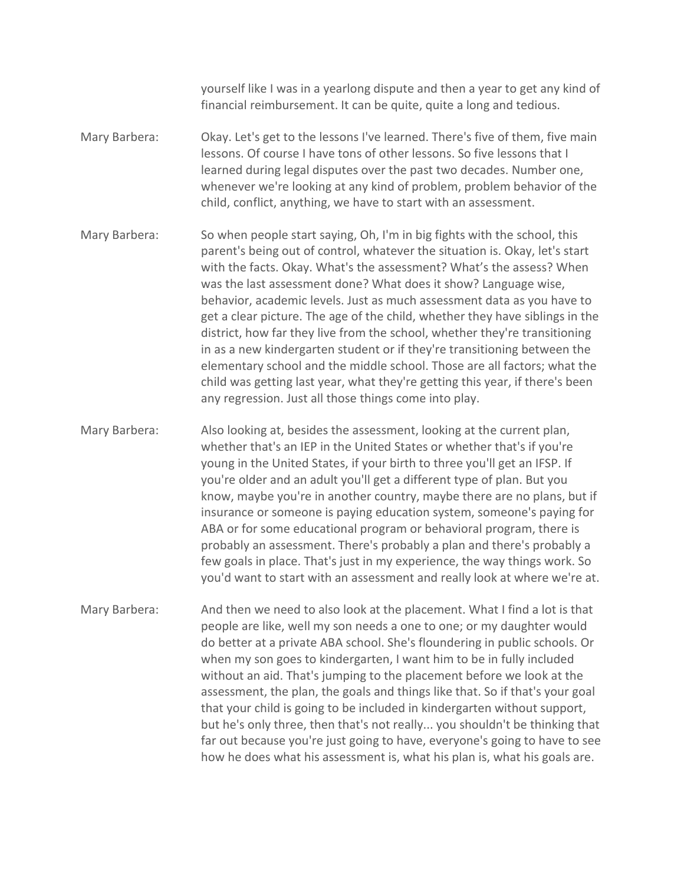yourself like I was in a yearlong dispute and then a year to get any kind of financial reimbursement. It can be quite, quite a long and tedious.

Mary Barbera: Okay. Let's get to the lessons I've learned. There's five of them, five main lessons. Of course I have tons of other lessons. So five lessons that I learned during legal disputes over the past two decades. Number one, whenever we're looking at any kind of problem, problem behavior of the child, conflict, anything, we have to start with an assessment.

Mary Barbera: So when people start saying, Oh, I'm in big fights with the school, this parent's being out of control, whatever the situation is. Okay, let's start with the facts. Okay. What's the assessment? What's the assess? When was the last assessment done? What does it show? Language wise, behavior, academic levels. Just as much assessment data as you have to get a clear picture. The age of the child, whether they have siblings in the district, how far they live from the school, whether they're transitioning in as a new kindergarten student or if they're transitioning between the elementary school and the middle school. Those are all factors; what the child was getting last year, what they're getting this year, if there's been any regression. Just all those things come into play.

Mary Barbera: Also looking at, besides the assessment, looking at the current plan, whether that's an IEP in the United States or whether that's if you're young in the United States, if your birth to three you'll get an IFSP. If you're older and an adult you'll get a different type of plan. But you know, maybe you're in another country, maybe there are no plans, but if insurance or someone is paying education system, someone's paying for ABA or for some educational program or behavioral program, there is probably an assessment. There's probably a plan and there's probably a few goals in place. That's just in my experience, the way things work. So you'd want to start with an assessment and really look at where we're at.

Mary Barbera: And then we need to also look at the placement. What I find a lot is that people are like, well my son needs a one to one; or my daughter would do better at a private ABA school. She's floundering in public schools. Or when my son goes to kindergarten, I want him to be in fully included without an aid. That's jumping to the placement before we look at the assessment, the plan, the goals and things like that. So if that's your goal that your child is going to be included in kindergarten without support, but he's only three, then that's not really... you shouldn't be thinking that far out because you're just going to have, everyone's going to have to see how he does what his assessment is, what his plan is, what his goals are.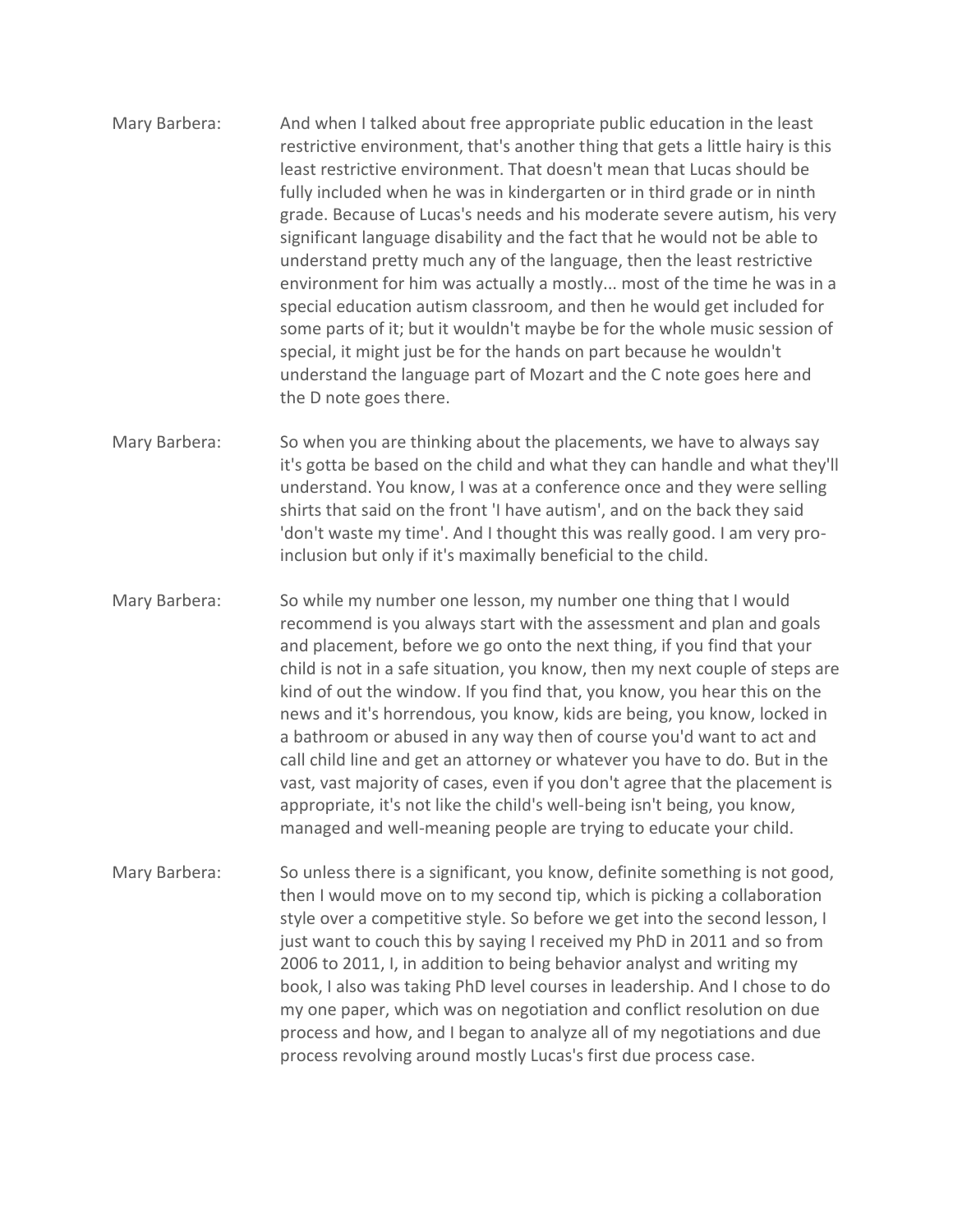Mary Barbera: And when I talked about free appropriate public education in the least restrictive environment, that's another thing that gets a little hairy is this least restrictive environment. That doesn't mean that Lucas should be fully included when he was in kindergarten or in third grade or in ninth grade. Because of Lucas's needs and his moderate severe autism, his very significant language disability and the fact that he would not be able to understand pretty much any of the language, then the least restrictive environment for him was actually a mostly... most of the time he was in a special education autism classroom, and then he would get included for some parts of it; but it wouldn't maybe be for the whole music session of special, it might just be for the hands on part because he wouldn't understand the language part of Mozart and the C note goes here and the D note goes there.

Mary Barbera: So when you are thinking about the placements, we have to always say it's gotta be based on the child and what they can handle and what they'll understand. You know, I was at a conference once and they were selling shirts that said on the front 'I have autism', and on the back they said 'don't waste my time'. And I thought this was really good. I am very pro-inclusion but only if it's maximally beneficial to the child.

Mary Barbera: So while my number one lesson, my number one thing that I would recommend is you always start with the assessment and plan and goals and placement, before we go onto the next thing, if you find that your child is not in a safe situation, you know, then my next couple of steps are kind of out the window. If you find that, you know, you hear this on the news and it's horrendous, you know, kids are being, you know, locked in a bathroom or abused in any way then of course you'd want to act and call child line and get an attorney or whatever you have to do. But in the vast, vast majority of cases, even if you don't agree that the placement is appropriate, it's not like the child's well-being isn't being, you know, managed and well-meaning people are trying to educate your child.

Mary Barbera: So unless there is a significant, you know, definite something is not good, then I would move on to my second tip, which is picking a collaboration style over a competitive style. So before we get into the second lesson, I just want to couch this by saying I received my PhD in 2011 and so from 2006 to 2011, I, in addition to being behavior analyst and writing my book, I also was taking PhD level courses in leadership. And I chose to do my one paper, which was on negotiation and conflict resolution on due process and how, and I began to analyze all of my negotiations and due process revolving around mostly Lucas's first due process case.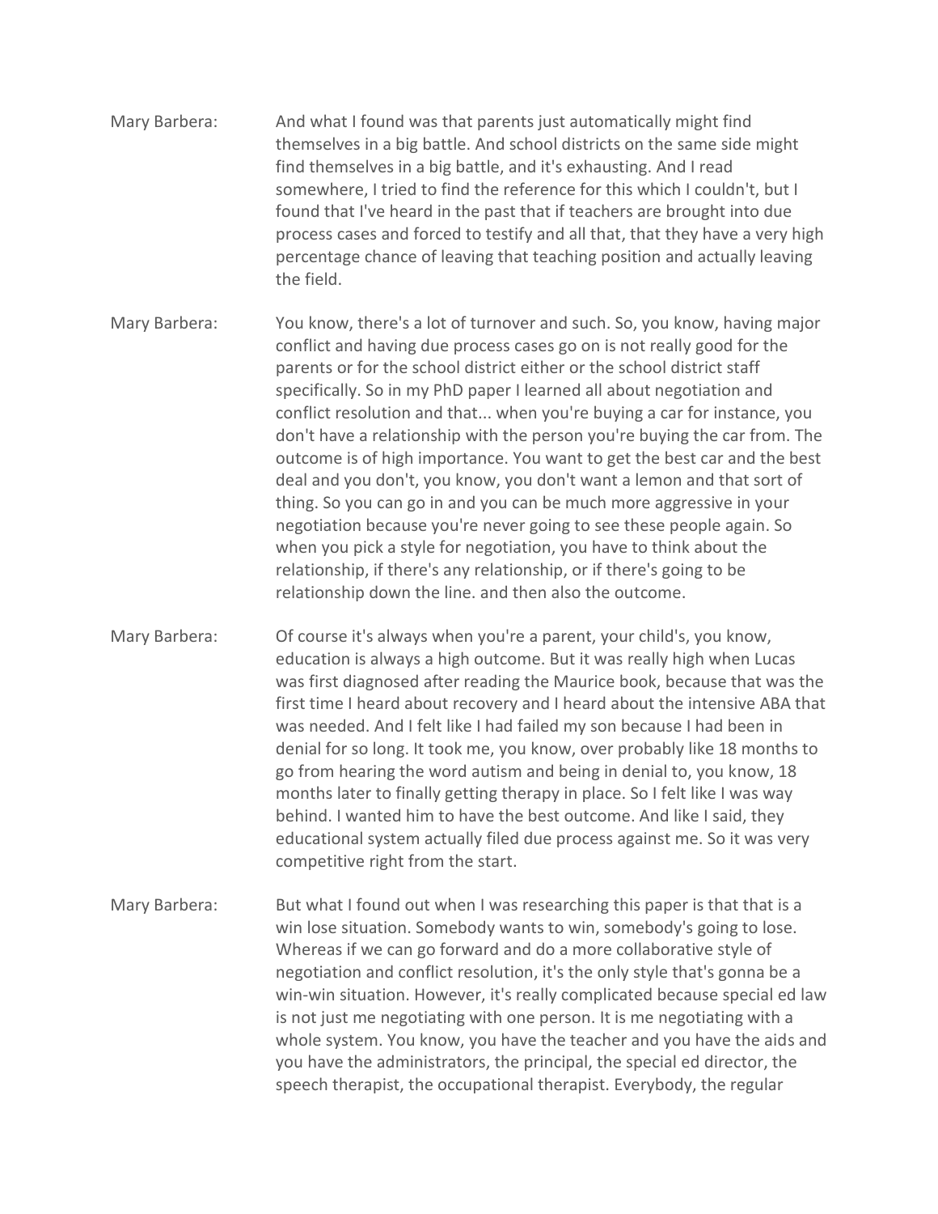Mary Barbera: And what I found was that parents just automatically might find themselves in a big battle. And school districts on the same side might find themselves in a big battle, and it's exhausting. And I read somewhere, I tried to find the reference for this which I couldn't, but I found that I've heard in the past that if teachers are brought into due process cases and forced to testify and all that, that they have a very high percentage chance of leaving that teaching position and actually leaving the field.

Mary Barbera: You know, there's a lot of turnover and such. So, you know, having major conflict and having due process cases go on is not really good for the parents or for the school district either or the school district staff specifically. So in my PhD paper I learned all about negotiation and conflict resolution and that... when you're buying a car for instance, you don't have a relationship with the person you're buying the car from. The outcome is of high importance. You want to get the best car and the best deal and you don't, you know, you don't want a lemon and that sort of thing. So you can go in and you can be much more aggressive in your negotiation because you're never going to see these people again. So when you pick a style for negotiation, you have to think about the relationship, if there's any relationship, or if there's going to be relationship down the line. and then also the outcome.

Mary Barbera: Of course it's always when you're a parent, your child's, you know, education is always a high outcome. But it was really high when Lucas was first diagnosed after reading the Maurice book, because that was the first time I heard about recovery and I heard about the intensive ABA that was needed. And I felt like I had failed my son because I had been in denial for so long. It took me, you know, over probably like 18 months to go from hearing the word autism and being in denial to, you know, 18 months later to finally getting therapy in place. So I felt like I was way behind. I wanted him to have the best outcome. And like I said, they educational system actually filed due process against me. So it was very competitive right from the start.

Mary Barbera: But what I found out when I was researching this paper is that that is a win lose situation. Somebody wants to win, somebody's going to lose. Whereas if we can go forward and do a more collaborative style of negotiation and conflict resolution, it's the only style that's gonna be a win-win situation. However, it's really complicated because special ed law is not just me negotiating with one person. It is me negotiating with a whole system. You know, you have the teacher and you have the aids and you have the administrators, the principal, the special ed director, the speech therapist, the occupational therapist. Everybody, the regular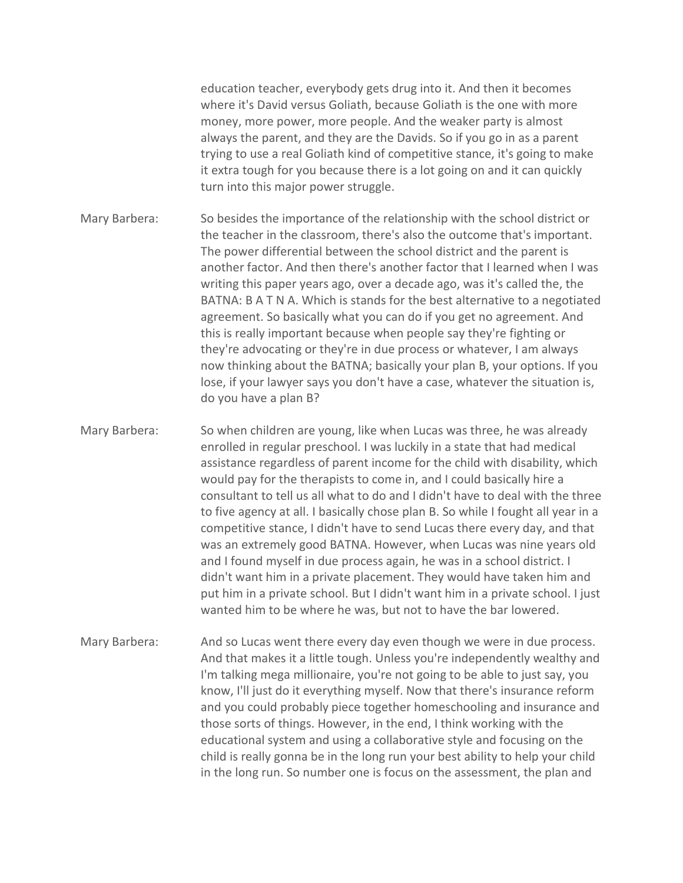education teacher, everybody gets drug into it. And then it becomes where it's David versus Goliath, because Goliath is the one with more money, more power, more people. And the weaker party is almost always the parent, and they are the Davids. So if you go in as a parent trying to use a real Goliath kind of competitive stance, it's going to make it extra tough for you because there is a lot going on and it can quickly turn into this major power struggle.

Mary Barbera: So besides the importance of the relationship with the school district or the teacher in the classroom, there's also the outcome that's important. The power differential between the school district and the parent is another factor. And then there's another factor that I learned when I was writing this paper years ago, over a decade ago, was it's called the, the BATNA: B A T N A. Which is stands for the best alternative to a negotiated agreement. So basically what you can do if you get no agreement. And this is really important because when people say they're fighting or they're advocating or they're in due process or whatever, I am always now thinking about the BATNA; basically your plan B, your options. If you lose, if your lawyer says you don't have a case, whatever the situation is, do you have a plan B?

Mary Barbera: So when children are young, like when Lucas was three, he was already enrolled in regular preschool. I was luckily in a state that had medical assistance regardless of parent income for the child with disability, which would pay for the therapists to come in, and I could basically hire a consultant to tell us all what to do and I didn't have to deal with the three to five agency at all. I basically chose plan B. So while I fought all year in a competitive stance, I didn't have to send Lucas there every day, and that was an extremely good BATNA. However, when Lucas was nine years old and I found myself in due process again, he was in a school district. I didn't want him in a private placement. They would have taken him and put him in a private school. But I didn't want him in a private school. I just wanted him to be where he was, but not to have the bar lowered.

Mary Barbera: And so Lucas went there every day even though we were in due process. And that makes it a little tough. Unless you're independently wealthy and I'm talking mega millionaire, you're not going to be able to just say, you know, I'll just do it everything myself. Now that there's insurance reform and you could probably piece together homeschooling and insurance and those sorts of things. However, in the end, I think working with the educational system and using a collaborative style and focusing on the child is really gonna be in the long run your best ability to help your child in the long run. So number one is focus on the assessment, the plan and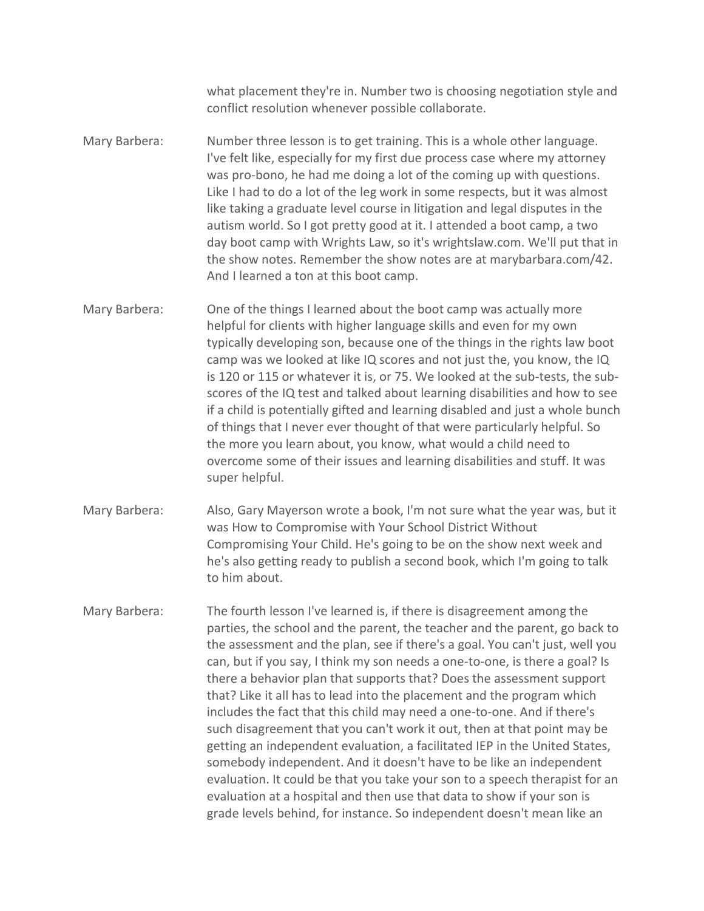what placement they're in. Number two is choosing negotiation style and conflict resolution whenever possible collaborate.

Mary Barbera: Number three lesson is to get training. This is a whole other language. I've felt like, especially for my first due process case where my attorney was pro-bono, he had me doing a lot of the coming up with questions. Like I had to do a lot of the leg work in some respects, but it was almost like taking a graduate level course in litigation and legal disputes in the autism world. So I got pretty good at it. I attended a boot camp, a two day boot camp with Wrights Law, so it's wrightslaw.com. We'll put that in the show notes. Remember the show notes are at marybarbara.com/42. And I learned a ton at this boot camp.

Mary Barbera: One of the things I learned about the boot camp was actually more helpful for clients with higher language skills and even for my own typically developing son, because one of the things in the rights law boot camp was we looked at like IQ scores and not just the, you know, the IQ is 120 or 115 or whatever it is, or 75. We looked at the sub-tests, the sub-scores of the IQ test and talked about learning disabilities and how to see if a child is potentially gifted and learning disabled and just a whole bunch of things that I never ever thought of that were particularly helpful. So the more you learn about, you know, what would a child need to overcome some of their issues and learning disabilities and stuff. It was super helpful.

Mary Barbera: Also, Gary Mayerson wrote a book, I'm not sure what the year was, but it was How to Compromise with Your School District Without Compromising Your Child. He's going to be on the show next week and he's also getting ready to publish a second book, which I'm going to talk to him about.

Mary Barbera: The fourth lesson I've learned is, if there is disagreement among the parties, the school and the parent, the teacher and the parent, go back to the assessment and the plan, see if there's a goal. You can't just, well you can, but if you say, I think my son needs a one-to-one, is there a goal? Is there a behavior plan that supports that? Does the assessment support that? Like it all has to lead into the placement and the program which includes the fact that this child may need a one-to-one. And if there's such disagreement that you can't work it out, then at that point may be getting an independent evaluation, a facilitated IEP in the United States, somebody independent. And it doesn't have to be like an independent evaluation. It could be that you take your son to a speech therapist for an evaluation at a hospital and then use that data to show if your son is grade levels behind, for instance. So independent doesn't mean like an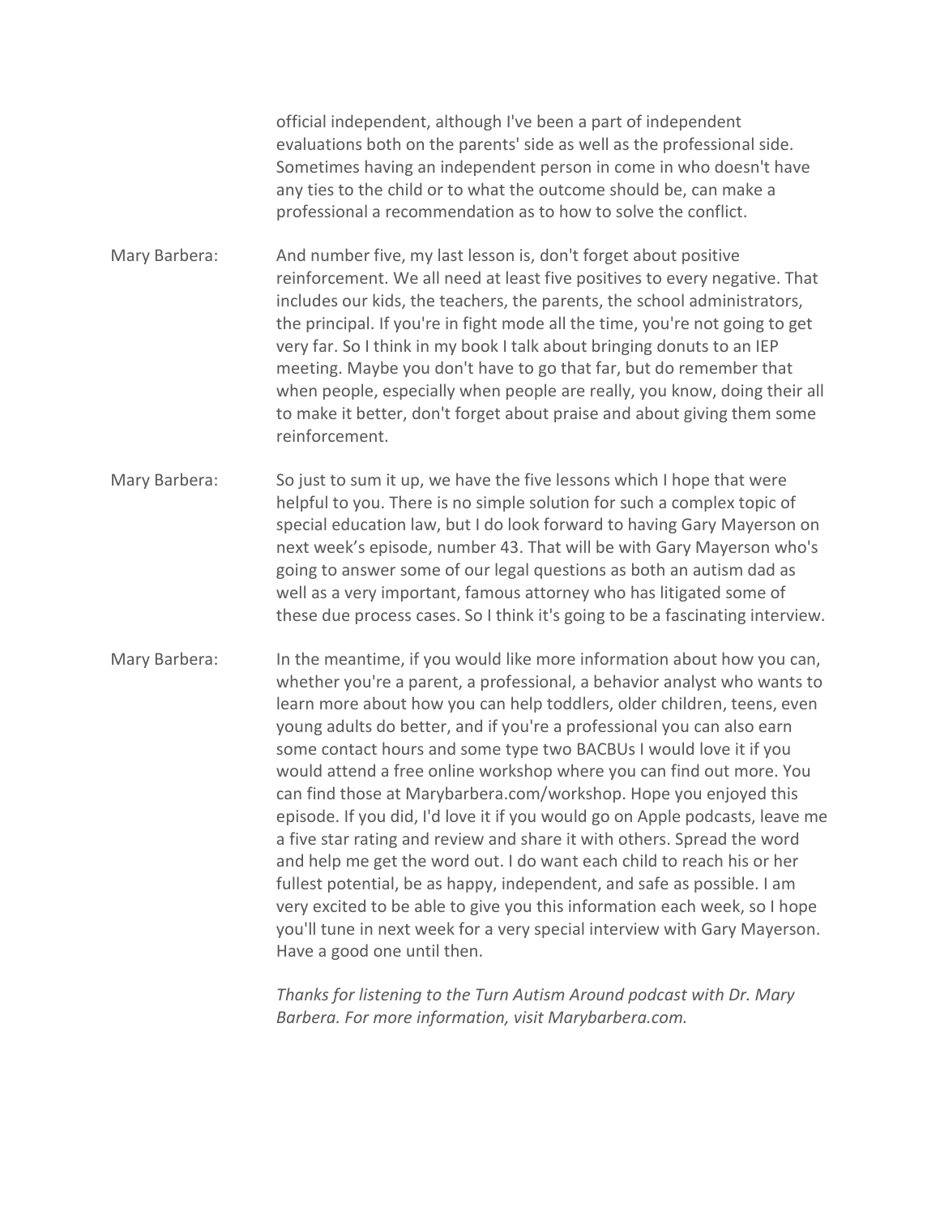official independent, although I've been a part of independent evaluations both on the parents' side as well as the professional side. Sometimes having an independent person in come in who doesn't have any ties to the child or to what the outcome should be, can make a professional a recommendation as to how to solve the conflict.

Mary Barbera: And number five, my last lesson is, don't forget about positive reinforcement. We all need at least five positives to every negative. That includes our kids, the teachers, the parents, the school administrators, the principal. If you're in fight mode all the time, you're not going to get very far. So I think in my book I talk about bringing donuts to an IEP meeting. Maybe you don't have to go that far, but do remember that when people, especially when people are really, you know, doing their all to make it better, don't forget about praise and about giving them some reinforcement.

Mary Barbera: So just to sum it up, we have the five lessons which I hope that were helpful to you. There is no simple solution for such a complex topic of special education law, but I do look forward to having Gary Mayerson on next week's episode, number 43. That will be with Gary Mayerson who's going to answer some of our legal questions as both an autism dad as well as a very important, famous attorney who has litigated some of these due process cases. So I think it's going to be a fascinating interview.

Mary Barbera: In the meantime, if you would like more information about how you can, whether you're a parent, a professional, a behavior analyst who wants to learn more about how you can help toddlers, older children, teens, even young adults do better, and if you're a professional you can also earn some contact hours and some type two BACBUs I would love it if you would attend a free online workshop where you can find out more. You can find those at Marybarbera.com/workshop. Hope you enjoyed this episode. If you did, I'd love it if you would go on Apple podcasts, leave me a five star rating and review and share it with others. Spread the word and help me get the word out. I do want each child to reach his or her fullest potential, be as happy, independent, and safe as possible. I am very excited to be able to give you this information each week, so I hope you'll tune in next week for a very special interview with Gary Mayerson. Have a good one until then.

*Thanks for listening to the Turn Autism Around podcast with Dr. Mary Barbera. For more information, visit Marybarbera.com.*